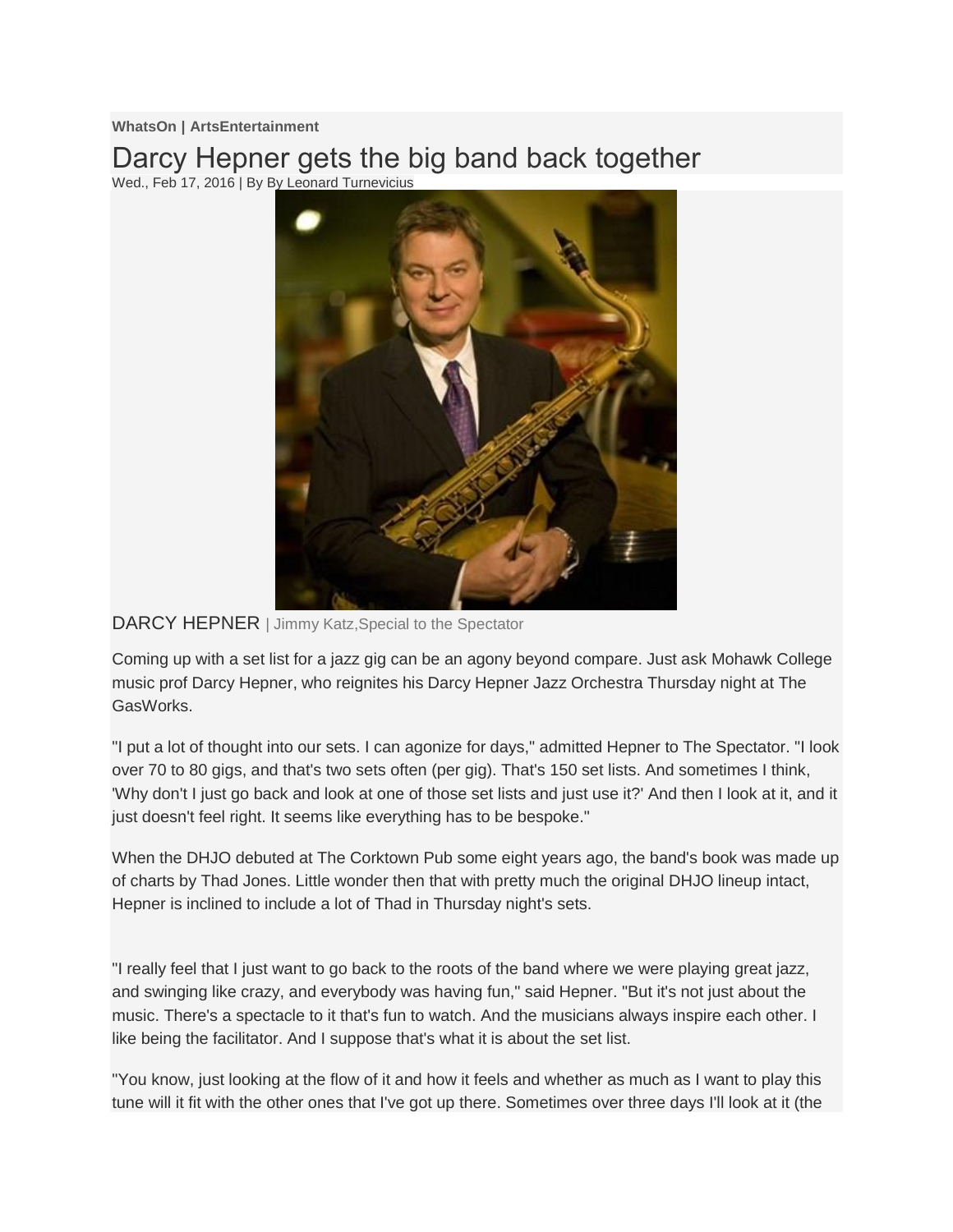**WhatsOn | ArtsEntertainment**

# Darcy Hepner gets the big band back together

Wed., Feb 17, 2016 | By By Leonard Turnevicius

DARCY HEPNER | Jimmy Katz,Special to the Spectator

Coming up with a set list for a jazz gig can be an agony beyond compare. Just ask Mohawk College music prof Darcy Hepner, who reignites his Darcy Hepner Jazz Orchestra Thursday night at The GasWorks.

"I put a lot of thought into our sets. I can agonize for days," admitted Hepner to The Spectator. "I look over 70 to 80 gigs, and that's two sets often (per gig). That's 150 set lists. And sometimes I think, 'Why don't I just go back and look at one of those set lists and just use it?' And then I look at it, and it just doesn't feel right. It seems like everything has to be bespoke."

When the DHJO debuted at The Corktown Pub some eight years ago, the band's book was made up of charts by Thad Jones. Little wonder then that with pretty much the original DHJO lineup intact, Hepner is inclined to include a lot of Thad in Thursday night's sets.

"I really feel that I just want to go back to the roots of the band where we were playing great jazz, and swinging like crazy, and everybody was having fun," said Hepner. "But it's not just about the music. There's a spectacle to it that's fun to watch. And the musicians always inspire each other. I like being the facilitator. And I suppose that's what it is about the set list.

"You know, just looking at the flow of it and how it feels and whether as much as I want to play this tune will it fit with the other ones that I've got up there. Sometimes over three days I'll look at it (the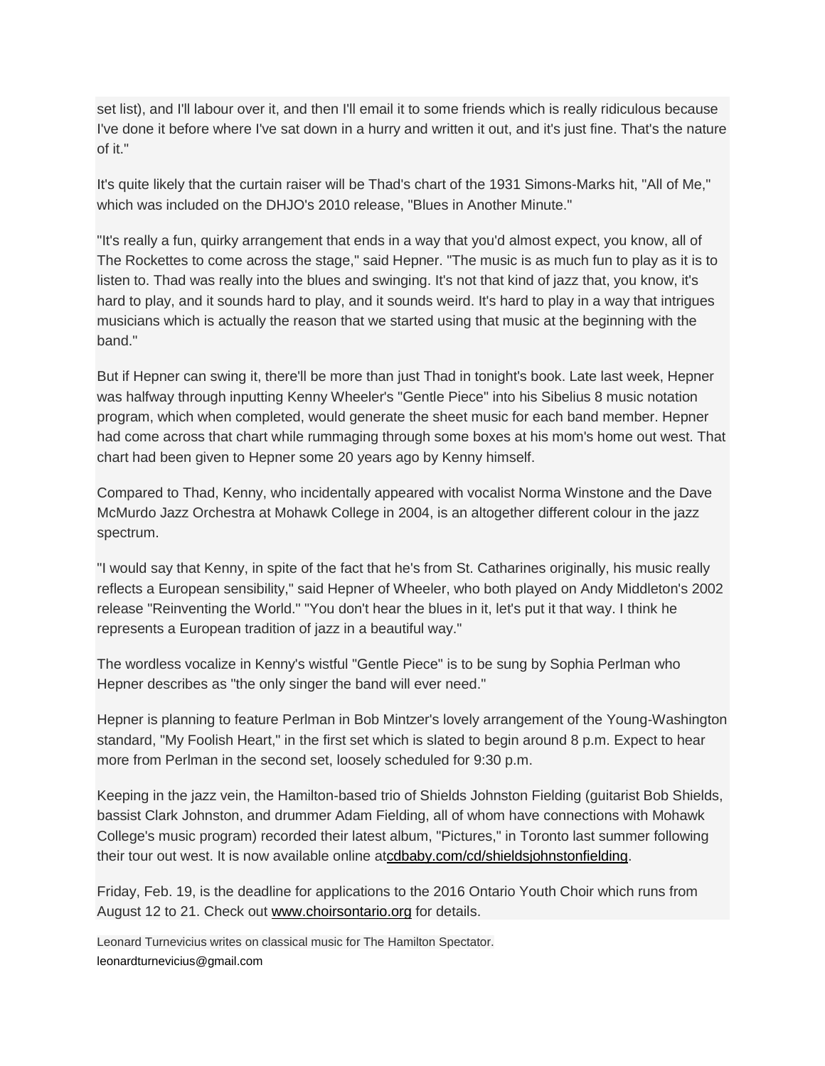set list), and I'll labour over it, and then I'll email it to some friends which is really ridiculous because I've done it before where I've sat down in a hurry and written it out, and it's just fine. That's the nature of it."

It's quite likely that the curtain raiser will be Thad's chart of the 1931 Simons-Marks hit, "All of Me," which was included on the DHJO's 2010 release, "Blues in Another Minute."

"It's really a fun, quirky arrangement that ends in a way that you'd almost expect, you know, all of The Rockettes to come across the stage," said Hepner. "The music is as much fun to play as it is to listen to. Thad was really into the blues and swinging. It's not that kind of jazz that, you know, it's hard to play, and it sounds hard to play, and it sounds weird. It's hard to play in a way that intrigues musicians which is actually the reason that we started using that music at the beginning with the band."

But if Hepner can swing it, there'll be more than just Thad in tonight's book. Late last week, Hepner was halfway through inputting Kenny Wheeler's "Gentle Piece" into his Sibelius 8 music notation program, which when completed, would generate the sheet music for each band member. Hepner had come across that chart while rummaging through some boxes at his mom's home out west. That chart had been given to Hepner some 20 years ago by Kenny himself.

Compared to Thad, Kenny, who incidentally appeared with vocalist Norma Winstone and the Dave McMurdo Jazz Orchestra at Mohawk College in 2004, is an altogether different colour in the jazz spectrum.

"I would say that Kenny, in spite of the fact that he's from St. Catharines originally, his music really reflects a European sensibility," said Hepner of Wheeler, who both played on Andy Middleton's 2002 release "Reinventing the World." "You don't hear the blues in it, let's put it that way. I think he represents a European tradition of jazz in a beautiful way."

The wordless vocalize in Kenny's wistful "Gentle Piece" is to be sung by Sophia Perlman who Hepner describes as "the only singer the band will ever need."

Hepner is planning to feature Perlman in Bob Mintzer's lovely arrangement of the Young-Washington standard, "My Foolish Heart," in the first set which is slated to begin around 8 p.m. Expect to hear more from Perlman in the second set, loosely scheduled for 9:30 p.m.

Keeping in the jazz vein, the Hamilton-based trio of Shields Johnston Fielding (guitarist Bob Shields, bassist Clark Johnston, and drummer Adam Fielding, all of whom have connections with Mohawk College's music program) recorded their latest album, "Pictures," in Toronto last summer following their tour out west. It is now available online atcdbaby.com/cd/shieldsjohnstonfielding.

Friday, Feb. 19, is the deadline for applications to the 2016 Ontario Youth Choir which runs from August 12 to 21. Check out www.choirsontario.org for details.

Leonard Turnevicius writes on classical music for The Hamilton Spectator.

leonardturnevicius@gmail.com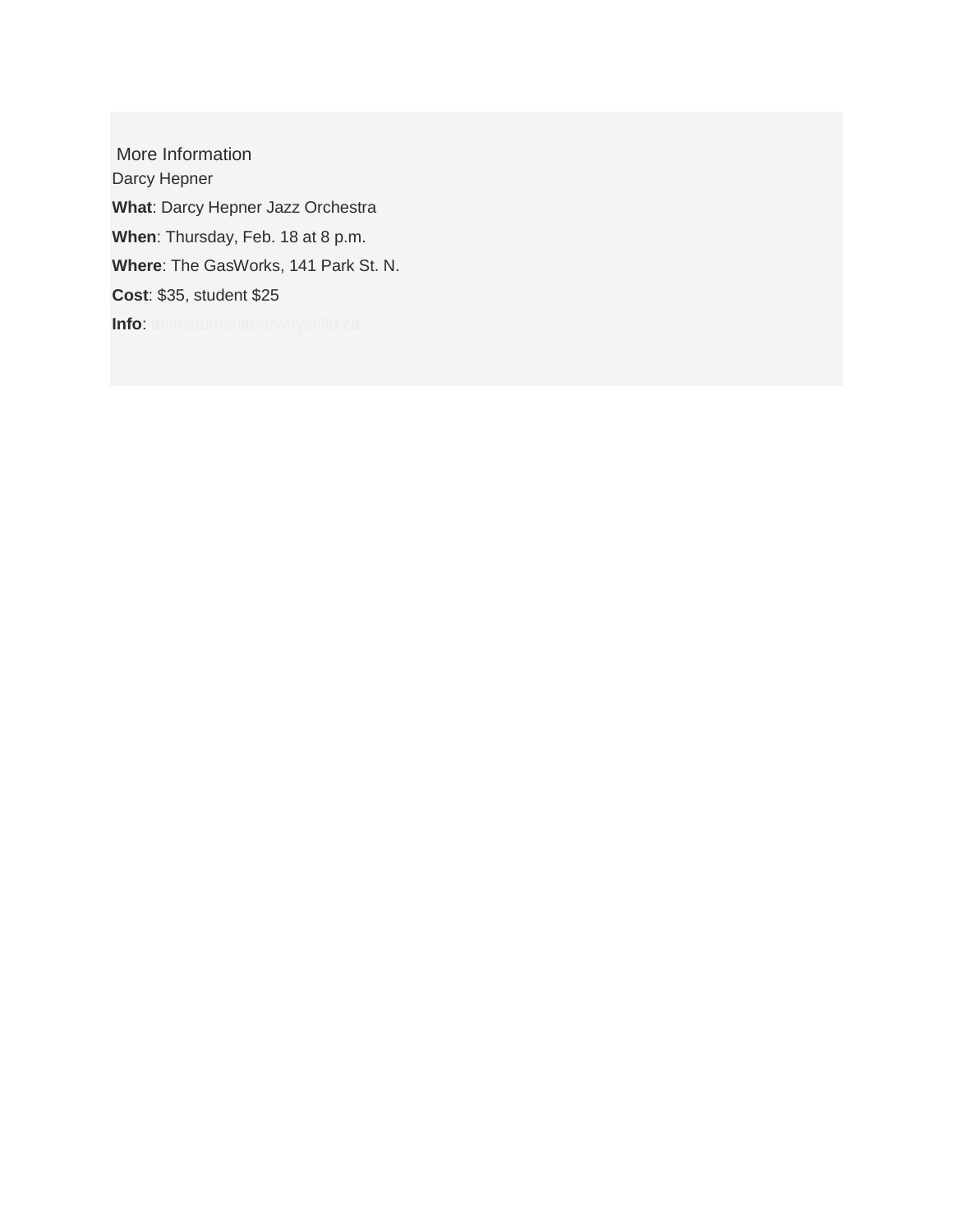More Information

Darcy Hepner

**What**: Darcy Hepner Jazz Orchestra

**When**: Thursday, Feb. 18 at 8 p.m.

**Where**: The GasWorks, 141 Park St. N.

**Cost**: $35, student $25

**Info**: aninstrumentforeverychild.ca